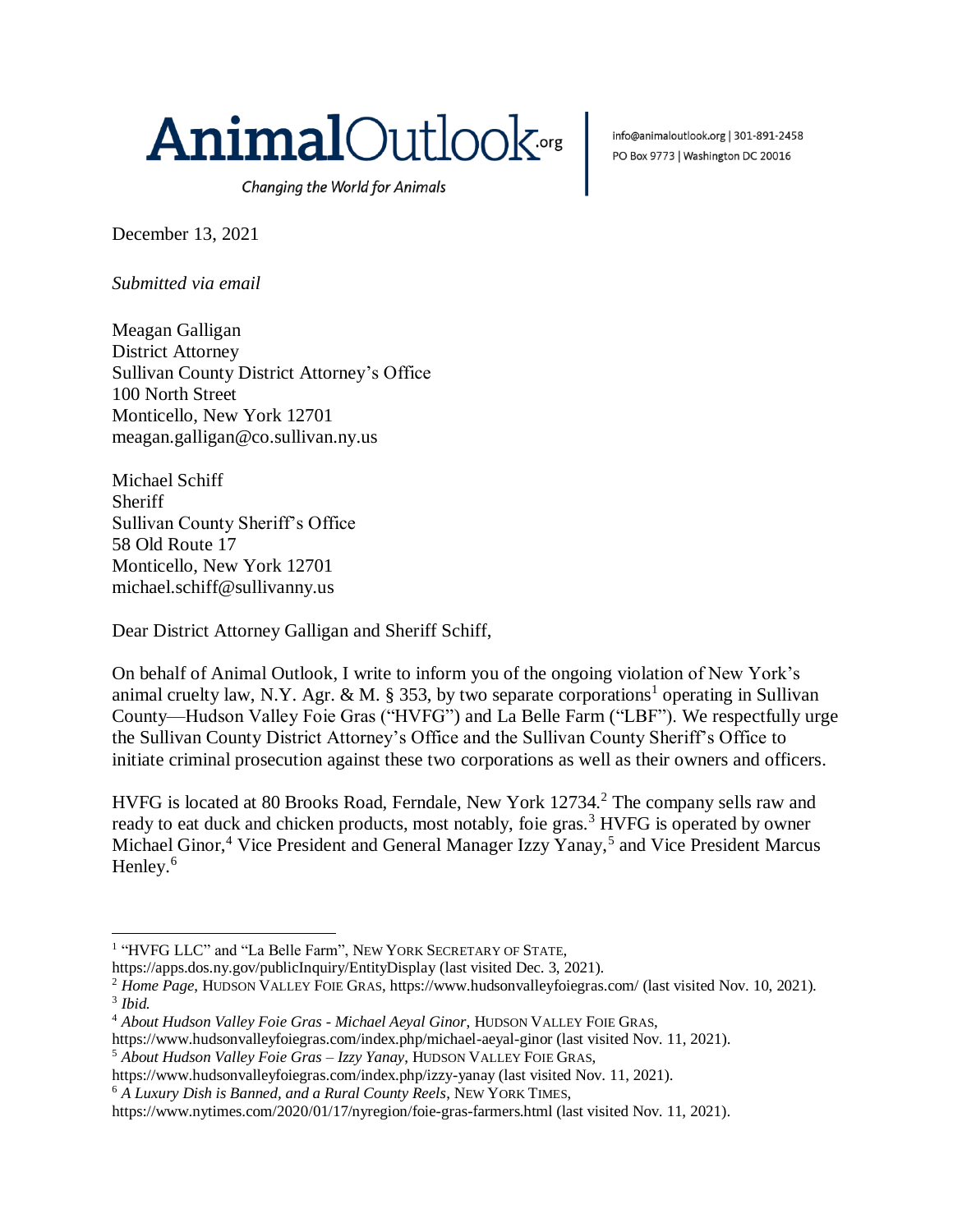**AnimalOutlook**.org

*Changing the World for Animals*

info@animaloutlook.org | 301-891-2458
PO Box 9773 | Washington DC 20016

December 13, 2021

*Submitted via email*

Meagan Galligan
District Attorney
Sullivan County District Attorney's Office
100 North Street
Monticello, New York 12701
meagan.galligan@co.sullivan.ny.us

Michael Schiff
Sheriff
Sullivan County Sheriff's Office
58 Old Route 17
Monticello, New York 12701
michael.schiff@sullivanny.us

Dear District Attorney Galligan and Sheriff Schiff,

On behalf of Animal Outlook, I write to inform you of the ongoing violation of New York's animal cruelty law, N.Y. Agr. & M. § 353, by two separate corporations[1] operating in Sullivan County—Hudson Valley Foie Gras ("HVFG") and La Belle Farm ("LBF"). We respectfully urge the Sullivan County District Attorney's Office and the Sullivan County Sheriff's Office to initiate criminal prosecution against these two corporations as well as their owners and officers.

HVFG is located at 80 Brooks Road, Ferndale, New York 12734.[2] The company sells raw and ready to eat duck and chicken products, most notably, foie gras.[3] HVFG is operated by owner Michael Ginor,[4] Vice President and General Manager Izzy Yanay,[5] and Vice President Marcus Henley.[6]

---

[1] "HVFG LLC" and "La Belle Farm", NEW YORK SECRETARY OF STATE, https://apps.dos.ny.gov/publicInquiry/EntityDisplay (last visited Dec. 3, 2021).

[2] *Home Page*, HUDSON VALLEY FOIE GRAS, https://www.hudsonvalleyfoiegras.com/ (last visited Nov. 10, 2021).

[3] *Ibid.*

[4] *About Hudson Valley Foie Gras - Michael Aeyal Ginor*, HUDSON VALLEY FOIE GRAS, https://www.hudsonvalleyfoiegras.com/index.php/michael-aeyal-ginor (last visited Nov. 11, 2021).

[5] *About Hudson Valley Foie Gras – Izzy Yanay*, HUDSON VALLEY FOIE GRAS, https://www.hudsonvalleyfoiegras.com/index.php/izzy-yanay (last visited Nov. 11, 2021).

[6] *A Luxury Dish is Banned, and a Rural County Reels*, NEW YORK TIMES, https://www.nytimes.com/2020/01/17/nyregion/foie-gras-farmers.html (last visited Nov. 11, 2021).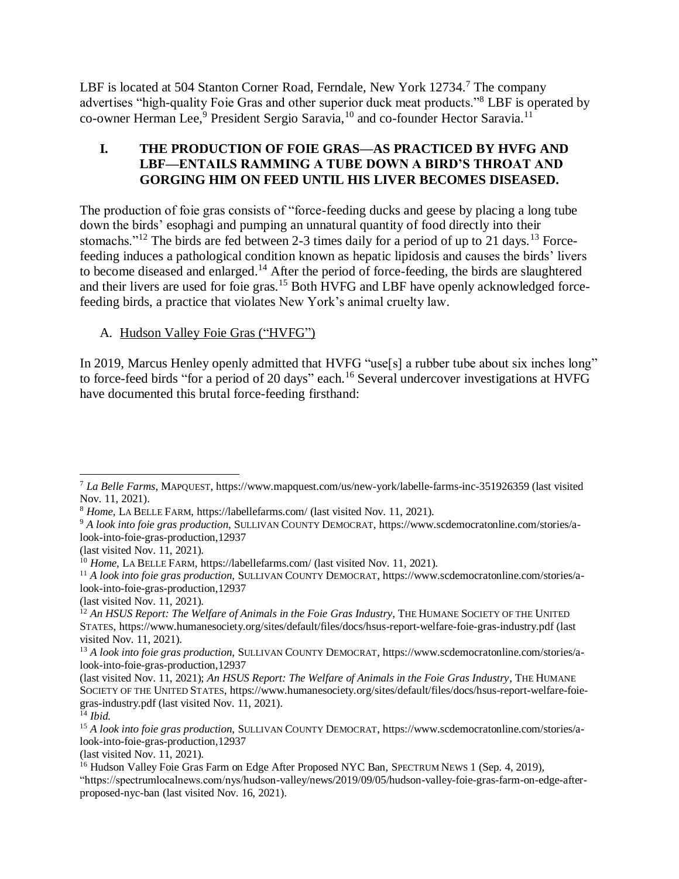LBF is located at 504 Stanton Corner Road, Ferndale, New York 12734.[7] The company advertises "high-quality Foie Gras and other superior duck meat products."[8] LBF is operated by co-owner Herman Lee,[9] President Sergio Saravia,[10] and co-founder Hector Saravia.[11]

## I. THE PRODUCTION OF FOIE GRAS—AS PRACTICED BY HVFG AND LBF—ENTAILS RAMMING A TUBE DOWN A BIRD'S THROAT AND GORGING HIM ON FEED UNTIL HIS LIVER BECOMES DISEASED.

The production of foie gras consists of "force-feeding ducks and geese by placing a long tube down the birds' esophagi and pumping an unnatural quantity of food directly into their stomachs."[12] The birds are fed between 2-3 times daily for a period of up to 21 days.[13] Force-feeding induces a pathological condition known as hepatic lipidosis and causes the birds' livers to become diseased and enlarged.[14] After the period of force-feeding, the birds are slaughtered and their livers are used for foie gras.[15] Both HVFG and LBF have openly acknowledged force-feeding birds, a practice that violates New York's animal cruelty law.

### A. Hudson Valley Foie Gras ("HVFG")

In 2019, Marcus Henley openly admitted that HVFG "use[s] a rubber tube about six inches long" to force-feed birds "for a period of 20 days" each.[16] Several undercover investigations at HVFG have documented this brutal force-feeding firsthand:

---

[7] *La Belle Farms*, MAPQUEST, https://www.mapquest.com/us/new-york/labelle-farms-inc-351926359 (last visited Nov. 11, 2021).

[8] *Home*, LA BELLE FARM, https://labellefarms.com/ (last visited Nov. 11, 2021).

[9] *A look into foie gras production*, SULLIVAN COUNTY DEMOCRAT, https://www.scdemocratonline.com/stories/a-look-into-foie-gras-production,12937 (last visited Nov. 11, 2021).

[10] *Home*, LA BELLE FARM, https://labellefarms.com/ (last visited Nov. 11, 2021).

[11] *A look into foie gras production*, SULLIVAN COUNTY DEMOCRAT, https://www.scdemocratonline.com/stories/a-look-into-foie-gras-production,12937 (last visited Nov. 11, 2021).

[12] *An HSUS Report: The Welfare of Animals in the Foie Gras Industry*, THE HUMANE SOCIETY OF THE UNITED STATES, https://www.humanesociety.org/sites/default/files/docs/hsus-report-welfare-foie-gras-industry.pdf (last visited Nov. 11, 2021).

[13] *A look into foie gras production*, SULLIVAN COUNTY DEMOCRAT, https://www.scdemocratonline.com/stories/a-look-into-foie-gras-production,12937 (last visited Nov. 11, 2021); *An HSUS Report: The Welfare of Animals in the Foie Gras Industry*, THE HUMANE SOCIETY OF THE UNITED STATES, https://www.humanesociety.org/sites/default/files/docs/hsus-report-welfare-foie-gras-industry.pdf (last visited Nov. 11, 2021).

[14] *Ibid.*

[15] *A look into foie gras production*, SULLIVAN COUNTY DEMOCRAT, https://www.scdemocratonline.com/stories/a-look-into-foie-gras-production,12937 (last visited Nov. 11, 2021).

[16] Hudson Valley Foie Gras Farm on Edge After Proposed NYC Ban, SPECTRUM NEWS 1 (Sep. 4, 2019), "https://spectrumlocalnews.com/nys/hudson-valley/news/2019/09/05/hudson-valley-foie-gras-farm-on-edge-after-proposed-nyc-ban (last visited Nov. 16, 2021).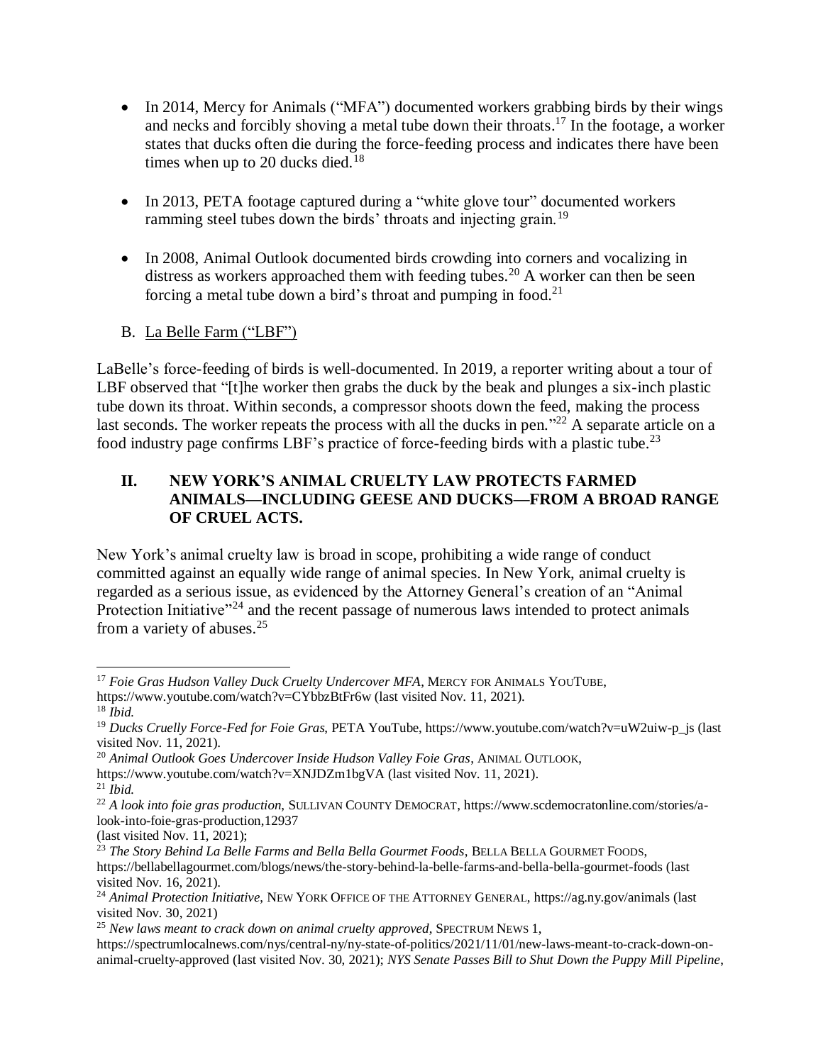- In 2014, Mercy for Animals ("MFA") documented workers grabbing birds by their wings and necks and forcibly shoving a metal tube down their throats.[17] In the footage, a worker states that ducks often die during the force-feeding process and indicates there have been times when up to 20 ducks died.[18]

- In 2013, PETA footage captured during a "white glove tour" documented workers ramming steel tubes down the birds' throats and injecting grain.[19]

- In 2008, Animal Outlook documented birds crowding into corners and vocalizing in distress as workers approached them with feeding tubes.[20] A worker can then be seen forcing a metal tube down a bird's throat and pumping in food.[21]

B. <u>La Belle Farm ("LBF")</u>

LaBelle's force-feeding of birds is well-documented. In 2019, a reporter writing about a tour of LBF observed that "[t]he worker then grabs the duck by the beak and plunges a six-inch plastic tube down its throat. Within seconds, a compressor shoots down the feed, making the process last seconds. The worker repeats the process with all the ducks in pen."[22] A separate article on a food industry page confirms LBF's practice of force-feeding birds with a plastic tube.[23]

## II. NEW YORK'S ANIMAL CRUELTY LAW PROTECTS FARMED ANIMALS—INCLUDING GEESE AND DUCKS—FROM A BROAD RANGE OF CRUEL ACTS.

New York's animal cruelty law is broad in scope, prohibiting a wide range of conduct committed against an equally wide range of animal species. In New York, animal cruelty is regarded as a serious issue, as evidenced by the Attorney General's creation of an "Animal Protection Initiative"[24] and the recent passage of numerous laws intended to protect animals from a variety of abuses.[25]

---

[17] *Foie Gras Hudson Valley Duck Cruelty Undercover MFA*, MERCY FOR ANIMALS YOUTUBE, https://www.youtube.com/watch?v=CYbbzBtFr6w (last visited Nov. 11, 2021).

[18] *Ibid.*

[19] *Ducks Cruelly Force-Fed for Foie Gras*, PETA YouTube, https://www.youtube.com/watch?v=uW2uiw-p_js (last visited Nov. 11, 2021).

[20] *Animal Outlook Goes Undercover Inside Hudson Valley Foie Gras*, ANIMAL OUTLOOK, https://www.youtube.com/watch?v=XNJDZm1bgVA (last visited Nov. 11, 2021).

[21] *Ibid.*

[22] *A look into foie gras production*, SULLIVAN COUNTY DEMOCRAT, https://www.scdemocratonline.com/stories/a-look-into-foie-gras-production,12937 (last visited Nov. 11, 2021);

[23] *The Story Behind La Belle Farms and Bella Bella Gourmet Foods*, BELLA BELLA GOURMET FOODS, https://bellabellagourmet.com/blogs/news/the-story-behind-la-belle-farms-and-bella-bella-gourmet-foods (last visited Nov. 16, 2021).

[24] *Animal Protection Initiative*, NEW YORK OFFICE OF THE ATTORNEY GENERAL, https://ag.ny.gov/animals (last visited Nov. 30, 2021)

[25] *New laws meant to crack down on animal cruelty approved*, SPECTRUM NEWS 1, https://spectrumlocalnews.com/nys/central-ny/ny-state-of-politics/2021/11/01/new-laws-meant-to-crack-down-on-animal-cruelty-approved (last visited Nov. 30, 2021); *NYS Senate Passes Bill to Shut Down the Puppy Mill Pipeline*,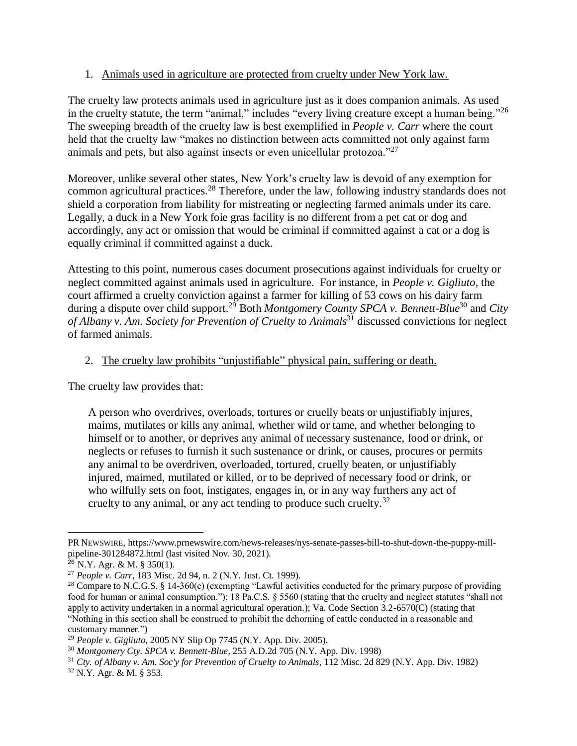1. <u>Animals used in agriculture are protected from cruelty under New York law.</u>

The cruelty law protects animals used in agriculture just as it does companion animals. As used in the cruelty statute, the term "animal," includes "every living creature except a human being."[26] The sweeping breadth of the cruelty law is best exemplified in *People v. Carr* where the court held that the cruelty law "makes no distinction between acts committed not only against farm animals and pets, but also against insects or even unicellular protozoa."[27]

Moreover, unlike several other states, New York's cruelty law is devoid of any exemption for common agricultural practices.[28] Therefore, under the law, following industry standards does not shield a corporation from liability for mistreating or neglecting farmed animals under its care. Legally, a duck in a New York foie gras facility is no different from a pet cat or dog and accordingly, any act or omission that would be criminal if committed against a cat or a dog is equally criminal if committed against a duck.

Attesting to this point, numerous cases document prosecutions against individuals for cruelty or neglect committed against animals used in agriculture. For instance, in *People v. Gigliuto*, the court affirmed a cruelty conviction against a farmer for killing of 53 cows on his dairy farm during a dispute over child support.[29] Both *Montgomery County SPCA v. Bennett-Blue*[30] and *City of Albany v. Am. Society for Prevention of Cruelty to Animals*[31] discussed convictions for neglect of farmed animals.

2. <u>The cruelty law prohibits "unjustifiable" physical pain, suffering or death.</u>

The cruelty law provides that:

> A person who overdrives, overloads, tortures or cruelly beats or unjustifiably injures, maims, mutilates or kills any animal, whether wild or tame, and whether belonging to himself or to another, or deprives any animal of necessary sustenance, food or drink, or neglects or refuses to furnish it such sustenance or drink, or causes, procures or permits any animal to be overdriven, overloaded, tortured, cruelly beaten, or unjustifiably injured, maimed, mutilated or killed, or to be deprived of necessary food or drink, or who wilfully sets on foot, instigates, engages in, or in any way furthers any act of cruelty to any animal, or any act tending to produce such cruelty.[32]

---

PR NEWSWIRE, https://www.prnewswire.com/news-releases/nys-senate-passes-bill-to-shut-down-the-puppy-mill-pipeline-301284872.html (last visited Nov. 30, 2021).

[26] N.Y. Agr. & M. § 350(1).

[27] *People v. Carr*, 183 Misc. 2d 94, n. 2 (N.Y. Just. Ct. 1999).

[28] Compare to N.C.G.S. § 14-360(c) (exempting "Lawful activities conducted for the primary purpose of providing food for human or animal consumption."); 18 Pa.C.S. § 5560 (stating that the cruelty and neglect statutes "shall not apply to activity undertaken in a normal agricultural operation.); Va. Code Section 3.2-6570(C) (stating that "Nothing in this section shall be construed to prohibit the dehorning of cattle conducted in a reasonable and customary manner.")

[29] *People v. Gigliuto*, 2005 NY Slip Op 7745 (N.Y. App. Div. 2005).

[30] *Montgomery Cty. SPCA v. Bennett-Blue*, 255 A.D.2d 705 (N.Y. App. Div. 1998)

[31] *Cty. of Albany v. Am. Soc'y for Prevention of Cruelty to Animals*, 112 Misc. 2d 829 (N.Y. App. Div. 1982)

[32] N.Y. Agr. & M. § 353.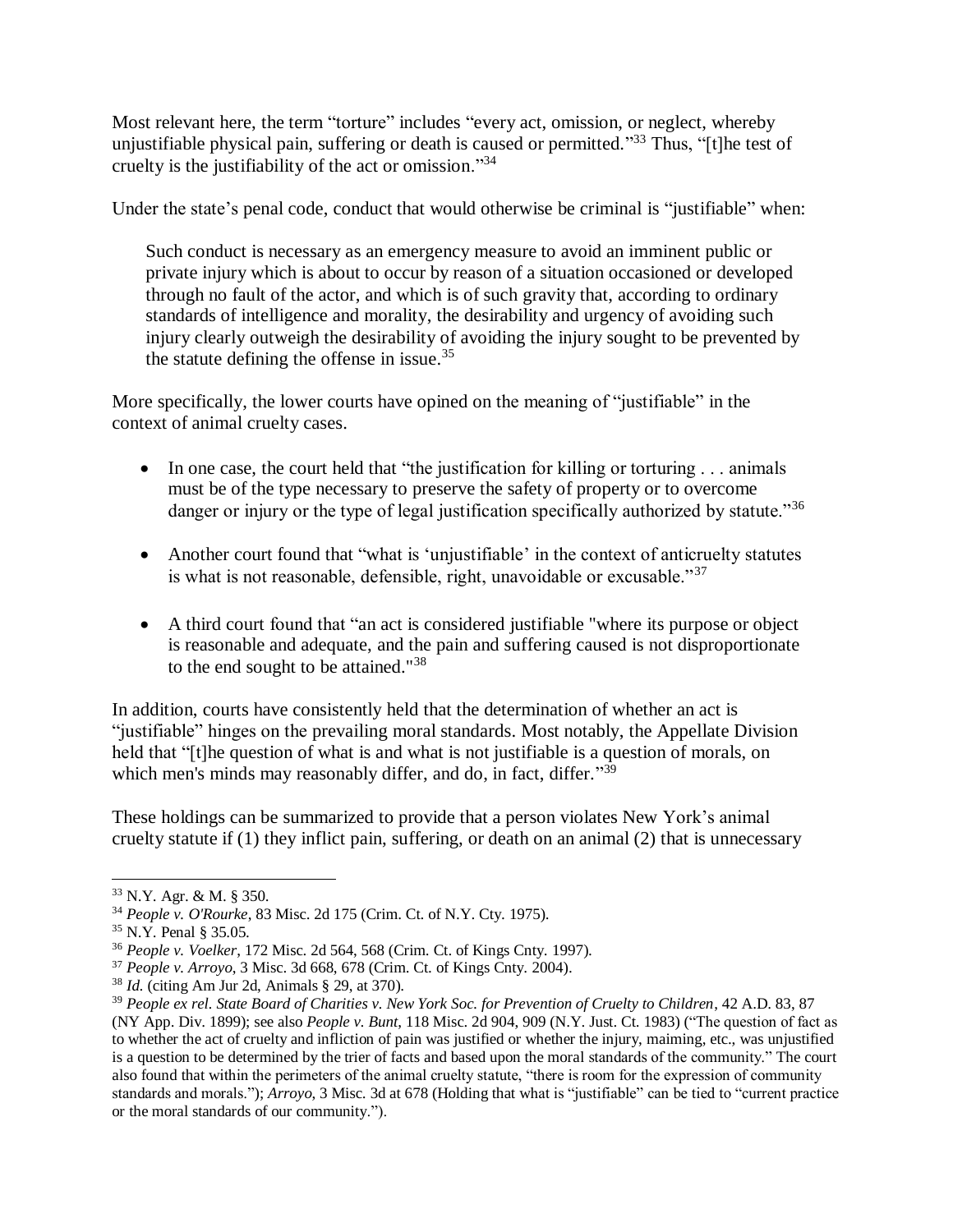Most relevant here, the term "torture" includes "every act, omission, or neglect, whereby unjustifiable physical pain, suffering or death is caused or permitted."[33] Thus, "[t]he test of cruelty is the justifiability of the act or omission."[34]

Under the state's penal code, conduct that would otherwise be criminal is "justifiable" when:

> Such conduct is necessary as an emergency measure to avoid an imminent public or private injury which is about to occur by reason of a situation occasioned or developed through no fault of the actor, and which is of such gravity that, according to ordinary standards of intelligence and morality, the desirability and urgency of avoiding such injury clearly outweigh the desirability of avoiding the injury sought to be prevented by the statute defining the offense in issue.[35]

More specifically, the lower courts have opined on the meaning of "justifiable" in the context of animal cruelty cases.

- In one case, the court held that "the justification for killing or torturing . . . animals must be of the type necessary to preserve the safety of property or to overcome danger or injury or the type of legal justification specifically authorized by statute."[36]
- Another court found that "what is 'unjustifiable' in the context of anticruelty statutes is what is not reasonable, defensible, right, unavoidable or excusable."[37]
- A third court found that "an act is considered justifiable "where its purpose or object is reasonable and adequate, and the pain and suffering caused is not disproportionate to the end sought to be attained."[38]

In addition, courts have consistently held that the determination of whether an act is "justifiable" hinges on the prevailing moral standards. Most notably, the Appellate Division held that "[t]he question of what is and what is not justifiable is a question of morals, on which men's minds may reasonably differ, and do, in fact, differ."[39]

These holdings can be summarized to provide that a person violates New York's animal cruelty statute if (1) they inflict pain, suffering, or death on an animal (2) that is unnecessary

---

[33] N.Y. Agr. & M. § 350.

[34] *People v. O'Rourke*, 83 Misc. 2d 175 (Crim. Ct. of N.Y. Cty. 1975).

[35] N.Y. Penal § 35.05.

[36] *People v. Voelker*, 172 Misc. 2d 564, 568 (Crim. Ct. of Kings Cnty. 1997).

[37] *People v. Arroyo*, 3 Misc. 3d 668, 678 (Crim. Ct. of Kings Cnty. 2004).

[38] *Id.* (citing Am Jur 2d, Animals § 29, at 370).

[39] *People ex rel. State Board of Charities v. New York Soc. for Prevention of Cruelty to Children*, 42 A.D. 83, 87 (NY App. Div. 1899); see also *People v. Bunt*, 118 Misc. 2d 904, 909 (N.Y. Just. Ct. 1983) ("The question of fact as to whether the act of cruelty and infliction of pain was justified or whether the injury, maiming, etc., was unjustified is a question to be determined by the trier of facts and based upon the moral standards of the community." The court also found that within the perimeters of the animal cruelty statute, "there is room for the expression of community standards and morals."); *Arroyo*, 3 Misc. 3d at 678 (Holding that what is "justifiable" can be tied to "current practice or the moral standards of our community.").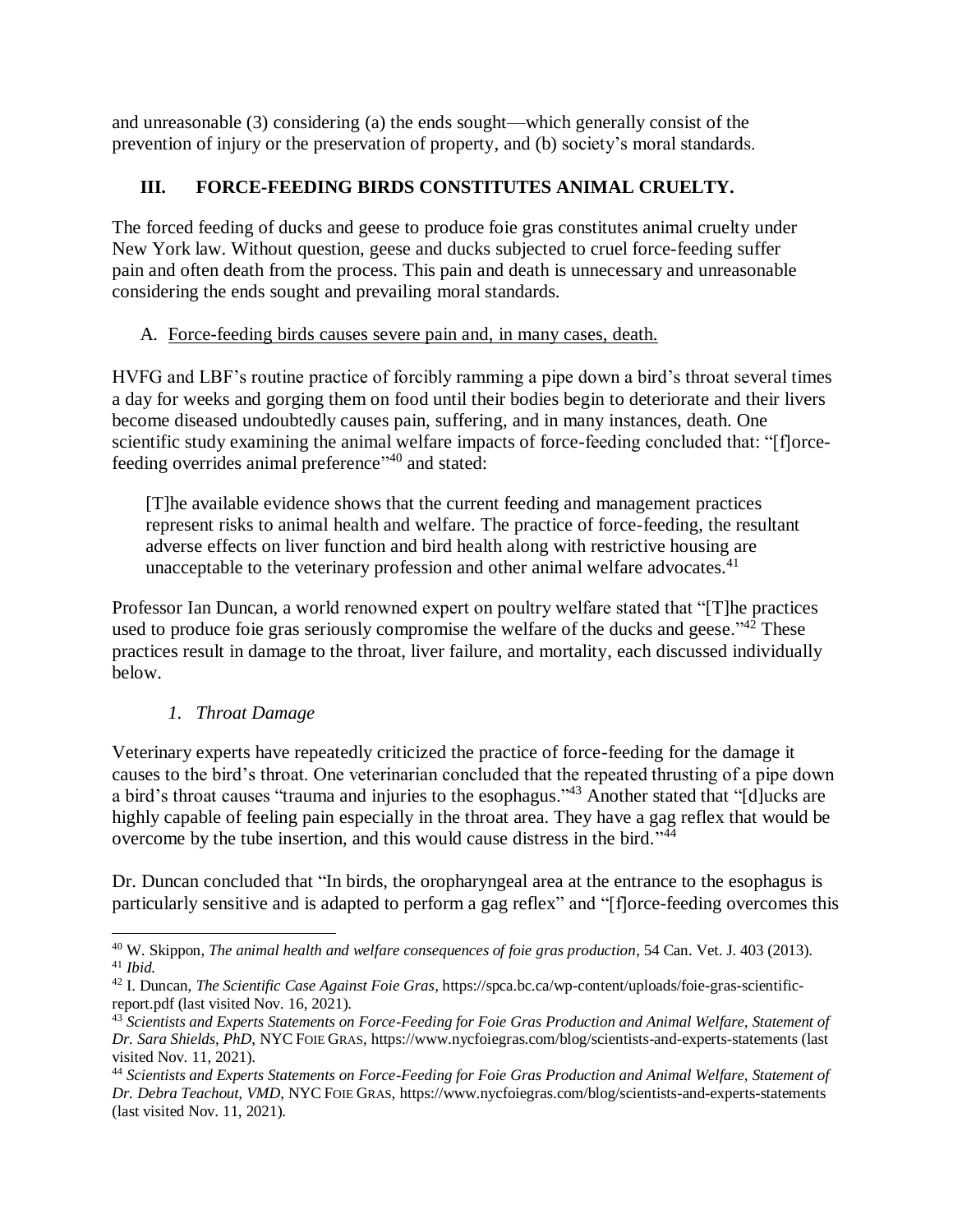and unreasonable (3) considering (a) the ends sought—which generally consist of the prevention of injury or the preservation of property, and (b) society's moral standards.

## III. FORCE-FEEDING BIRDS CONSTITUTES ANIMAL CRUELTY.

The forced feeding of ducks and geese to produce foie gras constitutes animal cruelty under New York law. Without question, geese and ducks subjected to cruel force-feeding suffer pain and often death from the process. This pain and death is unnecessary and unreasonable considering the ends sought and prevailing moral standards.

### A. Force-feeding birds causes severe pain and, in many cases, death.

HVFG and LBF's routine practice of forcibly ramming a pipe down a bird's throat several times a day for weeks and gorging them on food until their bodies begin to deteriorate and their livers become diseased undoubtedly causes pain, suffering, and in many instances, death. One scientific study examining the animal welfare impacts of force-feeding concluded that: "[f]orce-feeding overrides animal preference"[40] and stated:

> [T]he available evidence shows that the current feeding and management practices represent risks to animal health and welfare. The practice of force-feeding, the resultant adverse effects on liver function and bird health along with restrictive housing are unacceptable to the veterinary profession and other animal welfare advocates.[41]

Professor Ian Duncan, a world renowned expert on poultry welfare stated that "[T]he practices used to produce foie gras seriously compromise the welfare of the ducks and geese."[42] These practices result in damage to the throat, liver failure, and mortality, each discussed individually below.

#### *1. Throat Damage*

Veterinary experts have repeatedly criticized the practice of force-feeding for the damage it causes to the bird's throat. One veterinarian concluded that the repeated thrusting of a pipe down a bird's throat causes "trauma and injuries to the esophagus."[43] Another stated that "[d]ucks are highly capable of feeling pain especially in the throat area. They have a gag reflex that would be overcome by the tube insertion, and this would cause distress in the bird."[44]

Dr. Duncan concluded that "In birds, the oropharyngeal area at the entrance to the esophagus is particularly sensitive and is adapted to perform a gag reflex" and "[f]orce-feeding overcomes this

---

[40] W. Skippon, *The animal health and welfare consequences of foie gras production*, 54 Can. Vet. J. 403 (2013).

[41] *Ibid.*

[42] I. Duncan, *The Scientific Case Against Foie Gras*, https://spca.bc.ca/wp-content/uploads/foie-gras-scientific-report.pdf (last visited Nov. 16, 2021).

[43] *Scientists and Experts Statements on Force-Feeding for Foie Gras Production and Animal Welfare, Statement of Dr. Sara Shields, PhD*, NYC FOIE GRAS, https://www.nycfoiegras.com/blog/scientists-and-experts-statements (last visited Nov. 11, 2021).

[44] *Scientists and Experts Statements on Force-Feeding for Foie Gras Production and Animal Welfare, Statement of Dr. Debra Teachout, VMD*, NYC FOIE GRAS, https://www.nycfoiegras.com/blog/scientists-and-experts-statements (last visited Nov. 11, 2021).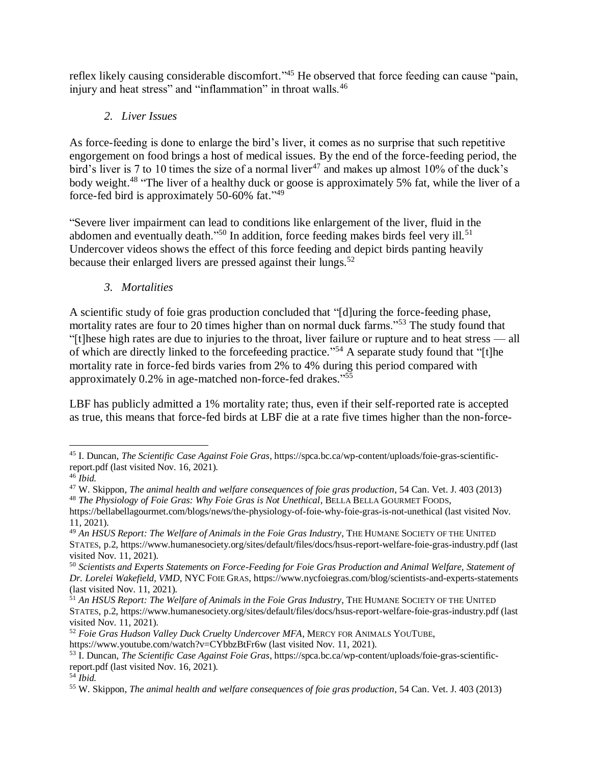reflex likely causing considerable discomfort."[45] He observed that force feeding can cause "pain, injury and heat stress" and "inflammation" in throat walls.[46]

### *2. Liver Issues*

As force-feeding is done to enlarge the bird's liver, it comes as no surprise that such repetitive engorgement on food brings a host of medical issues. By the end of the force-feeding period, the bird's liver is 7 to 10 times the size of a normal liver[47] and makes up almost 10% of the duck's body weight.[48] "The liver of a healthy duck or goose is approximately 5% fat, while the liver of a force-fed bird is approximately 50-60% fat."[49]

"Severe liver impairment can lead to conditions like enlargement of the liver, fluid in the abdomen and eventually death."[50] In addition, force feeding makes birds feel very ill.[51] Undercover videos shows the effect of this force feeding and depict birds panting heavily because their enlarged livers are pressed against their lungs.[52]

### *3. Mortalities*

A scientific study of foie gras production concluded that "[d]uring the force-feeding phase, mortality rates are four to 20 times higher than on normal duck farms."[53] The study found that "[t]hese high rates are due to injuries to the throat, liver failure or rupture and to heat stress — all of which are directly linked to the forcefeeding practice."[54] A separate study found that "[t]he mortality rate in force-fed birds varies from 2% to 4% during this period compared with approximately 0.2% in age-matched non-force-fed drakes."[55]

LBF has publicly admitted a 1% mortality rate; thus, even if their self-reported rate is accepted as true, this means that force-fed birds at LBF die at a rate five times higher than the non-force-

---

[45] I. Duncan, *The Scientific Case Against Foie Gras*, https://spca.bc.ca/wp-content/uploads/foie-gras-scientific-report.pdf (last visited Nov. 16, 2021).

[46] *Ibid.*

[47] W. Skippon, *The animal health and welfare consequences of foie gras production*, 54 Can. Vet. J. 403 (2013)

[48] *The Physiology of Foie Gras: Why Foie Gras is Not Unethical*, BELLA BELLA GOURMET FOODS, https://bellabellagourmet.com/blogs/news/the-physiology-of-foie-why-foie-gras-is-not-unethical (last visited Nov. 11, 2021).

[49] *An HSUS Report: The Welfare of Animals in the Foie Gras Industry*, THE HUMANE SOCIETY OF THE UNITED STATES, p.2, https://www.humanesociety.org/sites/default/files/docs/hsus-report-welfare-foie-gras-industry.pdf (last visited Nov. 11, 2021).

[50] *Scientists and Experts Statements on Force-Feeding for Foie Gras Production and Animal Welfare, Statement of Dr. Lorelei Wakefield, VMD*, NYC FOIE GRAS, https://www.nycfoiegras.com/blog/scientists-and-experts-statements (last visited Nov. 11, 2021).

[51] *An HSUS Report: The Welfare of Animals in the Foie Gras Industry*, THE HUMANE SOCIETY OF THE UNITED STATES, p.2, https://www.humanesociety.org/sites/default/files/docs/hsus-report-welfare-foie-gras-industry.pdf (last visited Nov. 11, 2021).

[52] *Foie Gras Hudson Valley Duck Cruelty Undercover MFA*, MERCY FOR ANIMALS YOUTUBE, https://www.youtube.com/watch?v=CYbbzBtFr6w (last visited Nov. 11, 2021).

[53] I. Duncan, *The Scientific Case Against Foie Gras*, https://spca.bc.ca/wp-content/uploads/foie-gras-scientific-report.pdf (last visited Nov. 16, 2021).

[54] *Ibid.*

[55] W. Skippon, *The animal health and welfare consequences of foie gras production*, 54 Can. Vet. J. 403 (2013)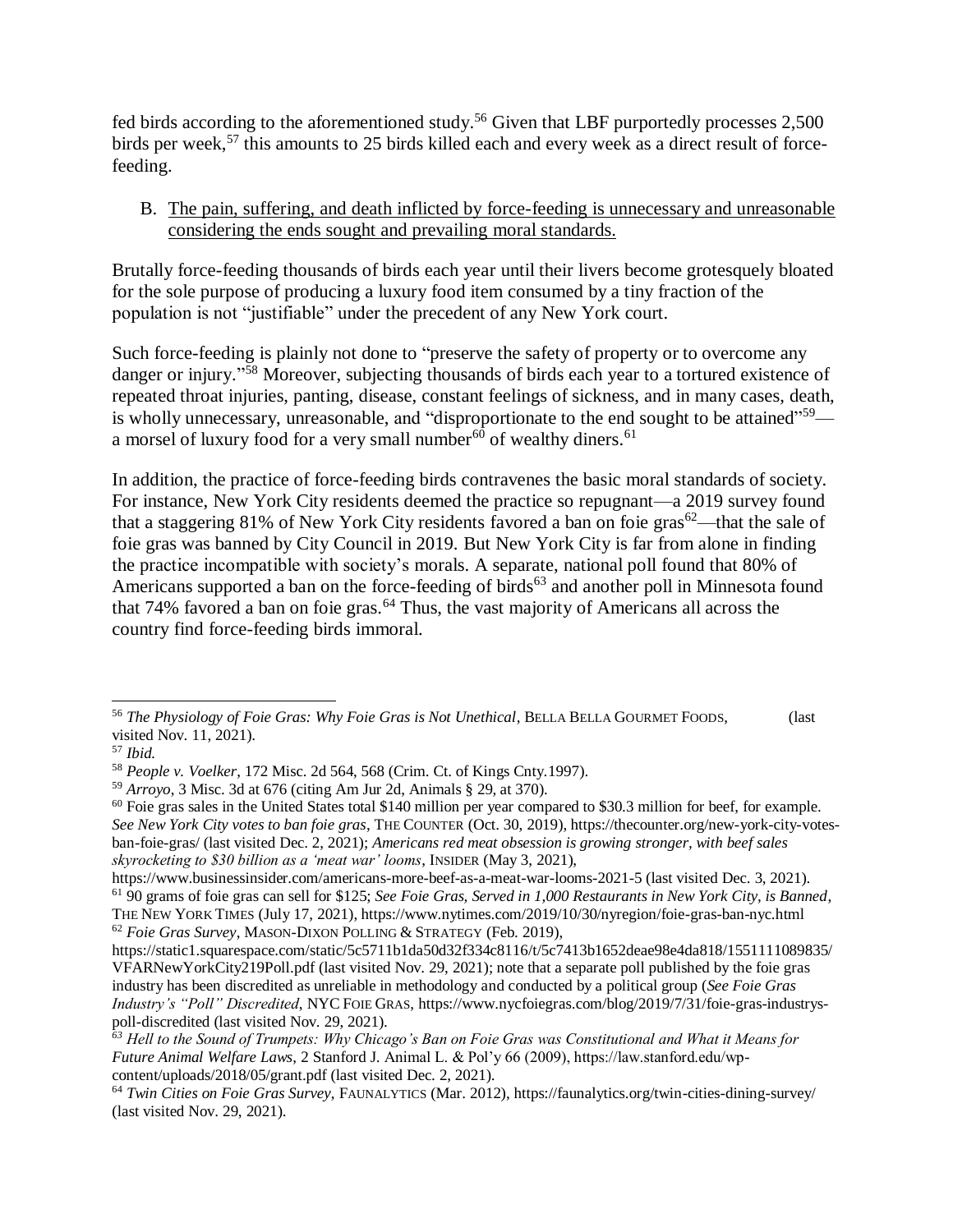fed birds according to the aforementioned study.[56] Given that LBF purportedly processes 2,500 birds per week,[57] this amounts to 25 birds killed each and every week as a direct result of force-feeding.

B. <u>The pain, suffering, and death inflicted by force-feeding is unnecessary and unreasonable considering the ends sought and prevailing moral standards.</u>

Brutally force-feeding thousands of birds each year until their livers become grotesquely bloated for the sole purpose of producing a luxury food item consumed by a tiny fraction of the population is not "justifiable" under the precedent of any New York court.

Such force-feeding is plainly not done to "preserve the safety of property or to overcome any danger or injury."[58] Moreover, subjecting thousands of birds each year to a tortured existence of repeated throat injuries, panting, disease, constant feelings of sickness, and in many cases, death, is wholly unnecessary, unreasonable, and "disproportionate to the end sought to be attained"[59]—a morsel of luxury food for a very small number[60] of wealthy diners.[61]

In addition, the practice of force-feeding birds contravenes the basic moral standards of society. For instance, New York City residents deemed the practice so repugnant—a 2019 survey found that a staggering 81% of New York City residents favored a ban on foie gras[62]—that the sale of foie gras was banned by City Council in 2019. But New York City is far from alone in finding the practice incompatible with society's morals. A separate, national poll found that 80% of Americans supported a ban on the force-feeding of birds[63] and another poll in Minnesota found that 74% favored a ban on foie gras.[64] Thus, the vast majority of Americans all across the country find force-feeding birds immoral.

---

[56] *The Physiology of Foie Gras: Why Foie Gras is Not Unethical*, BELLA BELLA GOURMET FOODS, (last visited Nov. 11, 2021).

[57] *Ibid.*

[58] *People v. Voelker*, 172 Misc. 2d 564, 568 (Crim. Ct. of Kings Cnty.1997).

[59] *Arroyo*, 3 Misc. 3d at 676 (citing Am Jur 2d, Animals § 29, at 370).

[60] Foie gras sales in the United States total $140 million per year compared to $30.3 million for beef, for example. *See New York City votes to ban foie gras*, THE COUNTER (Oct. 30, 2019), https://thecounter.org/new-york-city-votes-ban-foie-gras/ (last visited Dec. 2, 2021); *Americans red meat obsession is growing stronger, with beef sales skyrocketing to $30 billion as a 'meat war' looms*, INSIDER (May 3, 2021), https://www.businessinsider.com/americans-more-beef-as-a-meat-war-looms-2021-5 (last visited Dec. 3, 2021).

[61] 90 grams of foie gras can sell for $125; *See Foie Gras, Served in 1,000 Restaurants in New York City, is Banned*, THE NEW YORK TIMES (July 17, 2021), https://www.nytimes.com/2019/10/30/nyregion/foie-gras-ban-nyc.html

[62] *Foie Gras Survey*, MASON-DIXON POLLING & STRATEGY (Feb. 2019), https://static1.squarespace.com/static/5c5711b1da50d32f334c8116/t/5c7413b1652deae98e4da818/1551111089835/VFARNewYorkCity219Poll.pdf (last visited Nov. 29, 2021); note that a separate poll published by the foie gras industry has been discredited as unreliable in methodology and conducted by a political group (*See Foie Gras Industry's "Poll" Discredited*, NYC FOIE GRAS, https://www.nycfoiegras.com/blog/2019/7/31/foie-gras-industrys-poll-discredited (last visited Nov. 29, 2021).

[63] *Hell to the Sound of Trumpets: Why Chicago's Ban on Foie Gras was Constitutional and What it Means for Future Animal Welfare Laws*, 2 Stanford J. Animal L. & Pol'y 66 (2009), https://law.stanford.edu/wp-content/uploads/2018/05/grant.pdf (last visited Dec. 2, 2021).

[64] *Twin Cities on Foie Gras Survey*, FAUNALYTICS (Mar. 2012), https://faunalytics.org/twin-cities-dining-survey/ (last visited Nov. 29, 2021).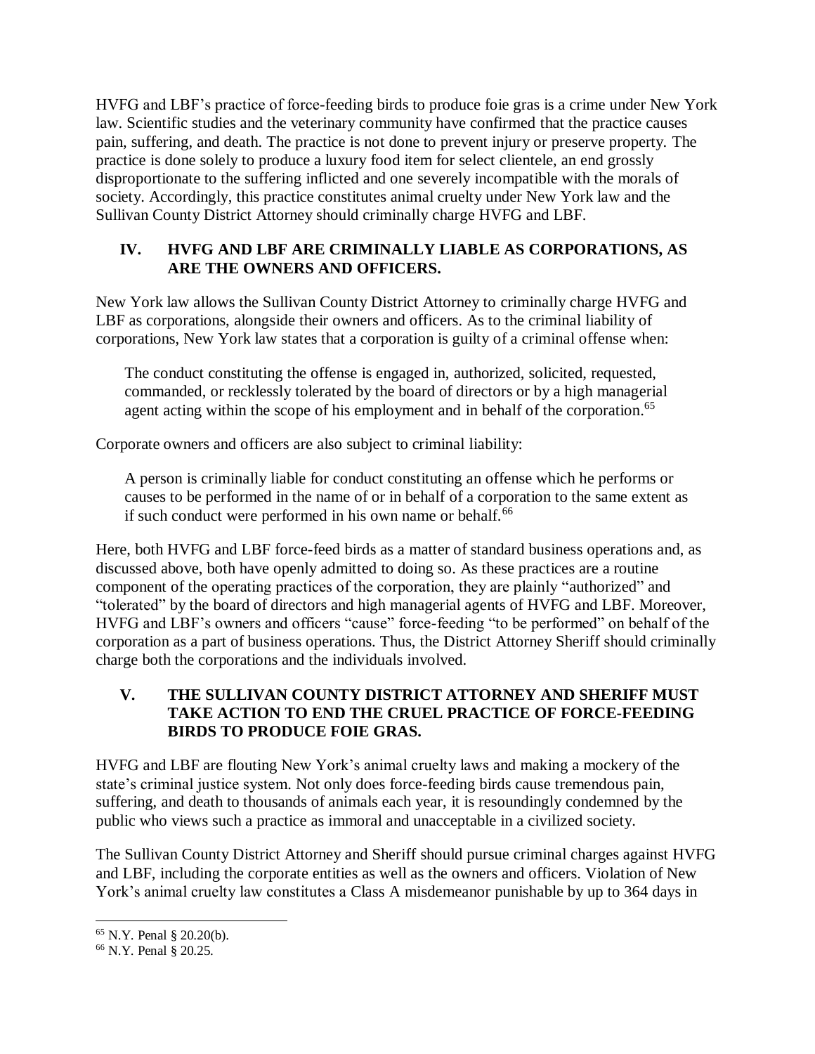HVFG and LBF's practice of force-feeding birds to produce foie gras is a crime under New York law. Scientific studies and the veterinary community have confirmed that the practice causes pain, suffering, and death. The practice is not done to prevent injury or preserve property. The practice is done solely to produce a luxury food item for select clientele, an end grossly disproportionate to the suffering inflicted and one severely incompatible with the morals of society. Accordingly, this practice constitutes animal cruelty under New York law and the Sullivan County District Attorney should criminally charge HVFG and LBF.

## IV. HVFG AND LBF ARE CRIMINALLY LIABLE AS CORPORATIONS, AS ARE THE OWNERS AND OFFICERS.

New York law allows the Sullivan County District Attorney to criminally charge HVFG and LBF as corporations, alongside their owners and officers. As to the criminal liability of corporations, New York law states that a corporation is guilty of a criminal offense when:

> The conduct constituting the offense is engaged in, authorized, solicited, requested, commanded, or recklessly tolerated by the board of directors or by a high managerial agent acting within the scope of his employment and in behalf of the corporation.[65]

Corporate owners and officers are also subject to criminal liability:

> A person is criminally liable for conduct constituting an offense which he performs or causes to be performed in the name of or in behalf of a corporation to the same extent as if such conduct were performed in his own name or behalf.[66]

Here, both HVFG and LBF force-feed birds as a matter of standard business operations and, as discussed above, both have openly admitted to doing so. As these practices are a routine component of the operating practices of the corporation, they are plainly "authorized" and "tolerated" by the board of directors and high managerial agents of HVFG and LBF. Moreover, HVFG and LBF's owners and officers "cause" force-feeding "to be performed" on behalf of the corporation as a part of business operations. Thus, the District Attorney Sheriff should criminally charge both the corporations and the individuals involved.

## V. THE SULLIVAN COUNTY DISTRICT ATTORNEY AND SHERIFF MUST TAKE ACTION TO END THE CRUEL PRACTICE OF FORCE-FEEDING BIRDS TO PRODUCE FOIE GRAS.

HVFG and LBF are flouting New York's animal cruelty laws and making a mockery of the state's criminal justice system. Not only does force-feeding birds cause tremendous pain, suffering, and death to thousands of animals each year, it is resoundingly condemned by the public who views such a practice as immoral and unacceptable in a civilized society.

The Sullivan County District Attorney and Sheriff should pursue criminal charges against HVFG and LBF, including the corporate entities as well as the owners and officers. Violation of New York's animal cruelty law constitutes a Class A misdemeanor punishable by up to 364 days in

---

[65] N.Y. Penal § 20.20(b).

[66] N.Y. Penal § 20.25.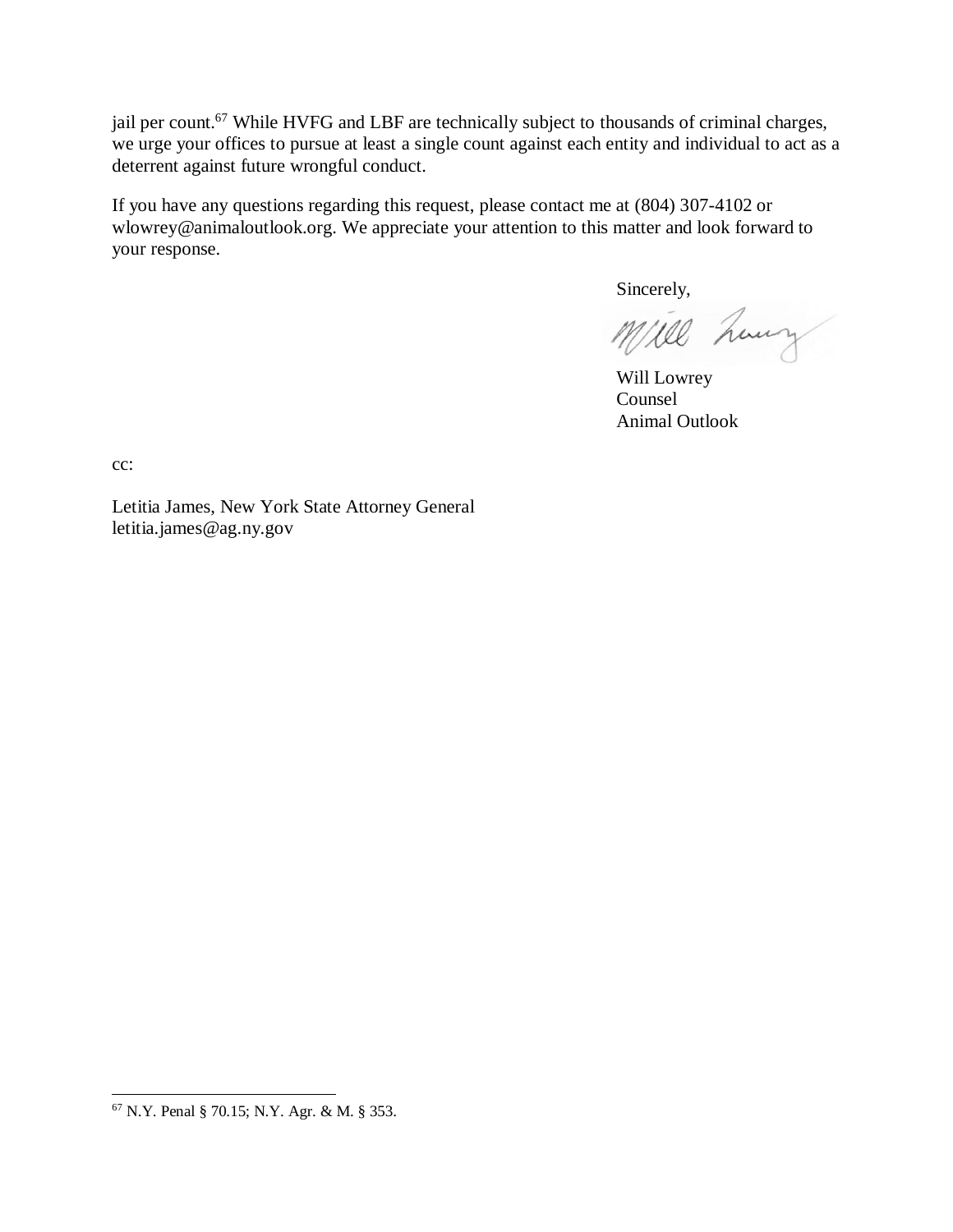jail per count.[67] While HVFG and LBF are technically subject to thousands of criminal charges, we urge your offices to pursue at least a single count against each entity and individual to act as a deterrent against future wrongful conduct.

If you have any questions regarding this request, please contact me at (804) 307-4102 or wlowrey@animaloutlook.org. We appreciate your attention to this matter and look forward to your response.

Sincerely,

Will Lowrey
Counsel
Animal Outlook

cc:

Letitia James, New York State Attorney General
letitia.james@ag.ny.gov

---

[67] N.Y. Penal § 70.15; N.Y. Agr. & M. § 353.